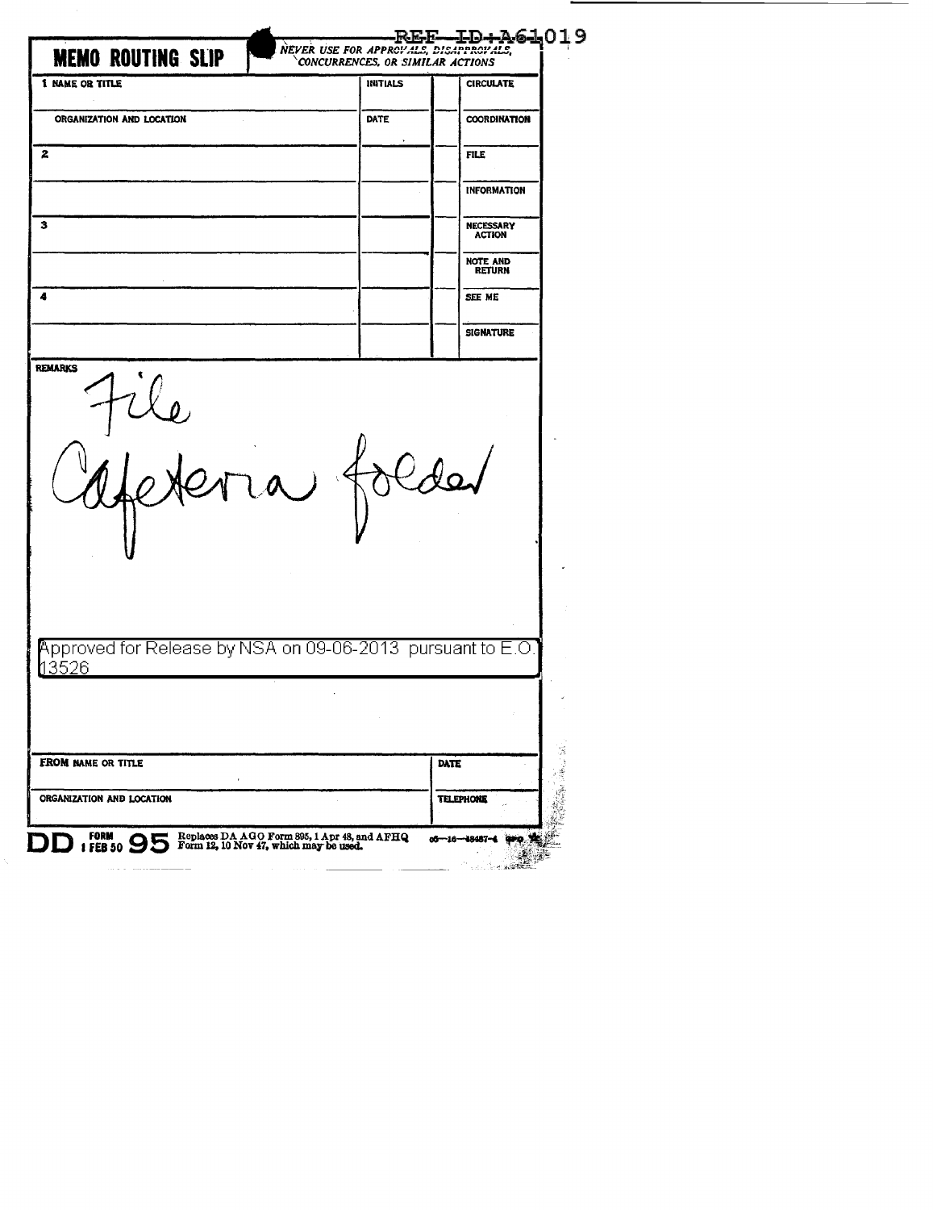REF ID:A61019

**MEMO ROUTING SLIP** — *NEVER USE FOR APPROVALS, DISAPPROVALS, CONCURRENCES, OR SIMILAR ACTIONS*

| 1 NAME OR TITLE | INITIALS | | CIRCULATE |
|---|---|---|---|
| ORGANIZATION AND LOCATION | DATE | | COORDINATION |
| 2 | | | FILE |
| | | | INFORMATION |
| 3 | | | NECESSARY ACTION |
| | | | NOTE AND RETURN |
| 4 | | | SEE ME |
| | | | SIGNATURE |

REMARKS

File
Cafeteria folder

Approved for Release by NSA on 09-06-2013 pursuant to E.O. 13526

| FROM NAME OR TITLE | DATE |
|---|---|
| ORGANIZATION AND LOCATION | TELEPHONE |

DD FORM 1 FEB 50 95 Replaces DA AGO Form 895, 1 Apr 48, and AFHQ Form 12, 10 Nov 47, which may be used. 06—16—48487-4 GPO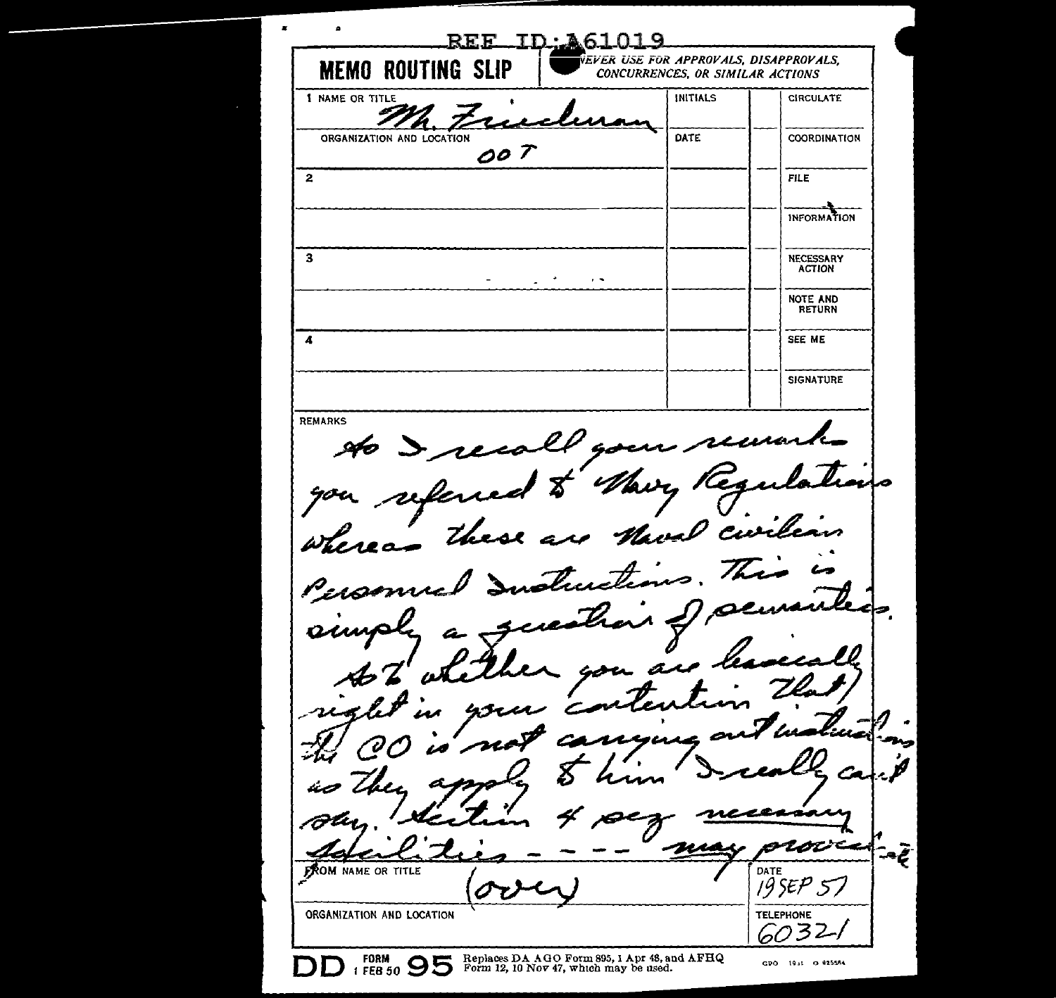REF ID:A61019

**MEMO ROUTING SLIP** — NEVER USE FOR APPROVALS, DISAPPROVALS, CONCURRENCES, OR SIMILAR ACTIONS

| | NAME OR TITLE | INITIALS | | |
|---|---|---|---|---|
| 1 | Mr. Friedman | INITIALS | | CIRCULATE |
| | ORGANIZATION AND LOCATION: OOT | DATE | | COORDINATION |
| 2 | | | | FILE |
| | | | | INFORMATION |
| 3 | | | | NECESSARY ACTION |
| | | | | NOTE AND RETURN |
| 4 | | | | SEE ME |
| | | | | SIGNATURE |

REMARKS

As I recall your remarks you referred to Navy Regulations whereas these are Naval civilian Personnel Instructions. This is simply a question of semantics.

As to whether you are basically right in your contention that the CO is not carrying out instructions as they apply to him I really can't say. Section 4 says necessary facilities - - - may provide

(over)

FROM NAME OR TITLE

DATE: 19 SEP 57

ORGANIZATION AND LOCATION

TELEPHONE: 60321

DD FORM 1 FEB 50 95 — Replaces DA AGO Form 895, 1 Apr 48, and AFHQ Form 12, 10 Nov 47, which may be used.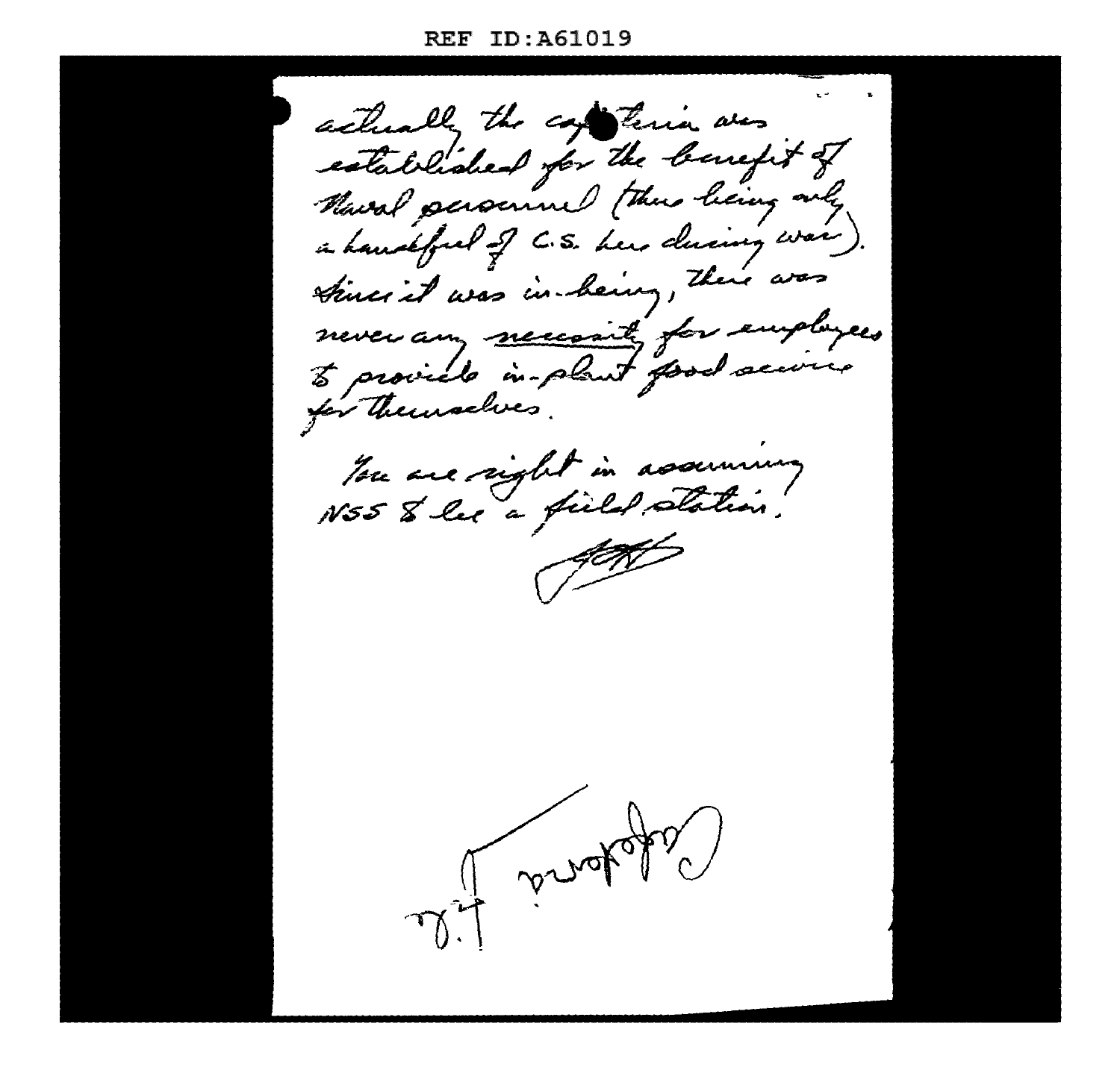REF ID:A61019

actually the cafeteria was established for the benefit of Naval personnel (there being only a handful of C.S. here during war). Since it was in-being, there was never any necessity for employees to provide in-plant food service for themselves.

You are right in assuming NSS to be a field station.

[signature]

Cafeteria F.F.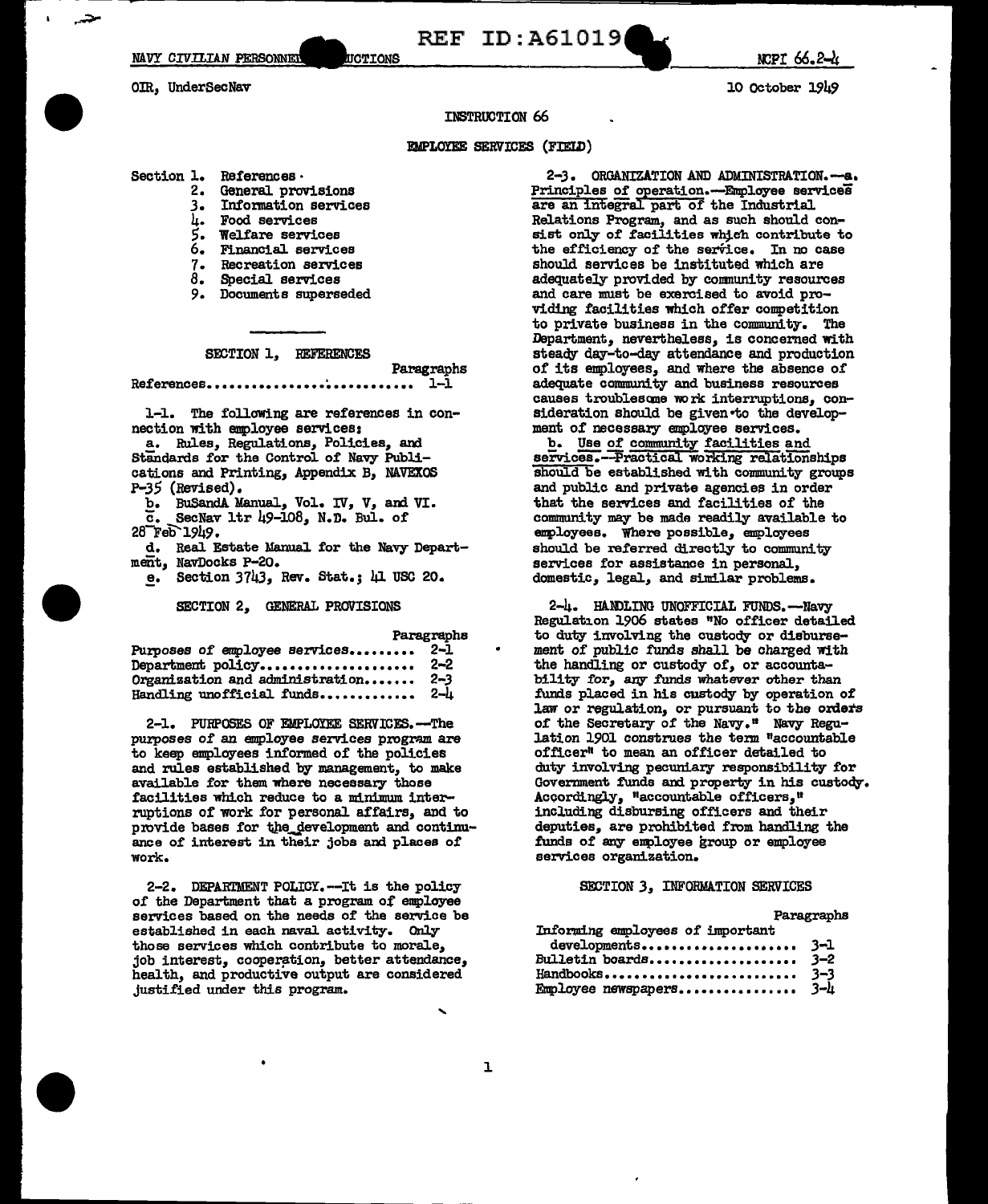NAVY CIVILIAN PERSONNEL INSTRUCTIONS

OIR, UnderSecNav

NCPI 66.2-4

10 October 1949

INSTRUCTION 66

EMPLOYEE SERVICES (FIELD)

Section 1. References
2. General provisions
3. Information services
4. Food services
5. Welfare services
6. Financial services
7. Recreation services
8. Special services
9. Documents superseded

## SECTION 1, REFERENCES

| | Paragraphs |
|---|---|
| References | 1-1 |

1-1. The following are references in connection with employee services:

a. Rules, Regulations, Policies, and Standards for the Control of Navy Publications and Printing, Appendix B, NAVEXOS P-35 (Revised).

b. BuSandA Manual, Vol. IV, V, and VI.

c. SecNav ltr 49-108, N.D. Bul. of 28 Feb 1949.

d. Real Estate Manual for the Navy Department, NavDocks P-20.

e. Section 3743, Rev. Stat.; 41 USC 20.

## SECTION 2, GENERAL PROVISIONS

| | Paragraphs |
|---|---|
| Purposes of employee services | 2-1 |
| Department policy | 2-2 |
| Organization and administration | 2-3 |
| Handling unofficial funds | 2-4 |

2-1. PURPOSES OF EMPLOYEE SERVICES.--The purposes of an employee services program are to keep employees informed of the policies and rules established by management, to make available for them where necessary those facilities which reduce to a minimum interruptions of work for personal affairs, and to provide bases for the development and continuance of interest in their jobs and places of work.

2-2. DEPARTMENT POLICY.--It is the policy of the Department that a program of employee services based on the needs of the service be established in each naval activity. Only those services which contribute to morale, job interest, cooperation, better attendance, health, and productive output are considered justified under this program.

2-3. ORGANIZATION AND ADMINISTRATION.--a. Principles of operation.--Employee services are an integral part of the Industrial Relations Program, and as such should consist only of facilities which contribute to the efficiency of the service. In no case should services be instituted which are adequately provided by community resources and care must be exercised to avoid providing facilities which offer competition to private business in the community. The Department, nevertheless, is concerned with steady day-to-day attendance and production of its employees, and where the absence of adequate community and business resources causes troublesome work interruptions, consideration should be given to the development of necessary employee services.

b. Use of community facilities and services.--Practical working relationships should be established with community groups and public and private agencies in order that the services and facilities of the community may be made readily available to employees. Where possible, employees should be referred directly to community services for assistance in personal, domestic, legal, and similar problems.

2-4. HANDLING UNOFFICIAL FUNDS.--Navy Regulation 1906 states "No officer detailed to duty involving the custody or disbursement of public funds shall be charged with the handling or custody of, or accountability for, any funds whatever other than funds placed in his custody by operation of law or regulation, or pursuant to the orders of the Secretary of the Navy." Navy Regulation 1901 construes the term "accountable officer" to mean an officer detailed to duty involving pecuniary responsibility for Government funds and property in his custody. Accordingly, "accountable officers," including disbursing officers and their deputies, are prohibited from handling the funds of any employee group or employee services organization.

## SECTION 3, INFORMATION SERVICES

| | Paragraphs |
|---|---|
| Informing employees of important developments | 3-1 |
| Bulletin boards | 3-2 |
| Handbooks | 3-3 |
| Employee newspapers | 3-4 |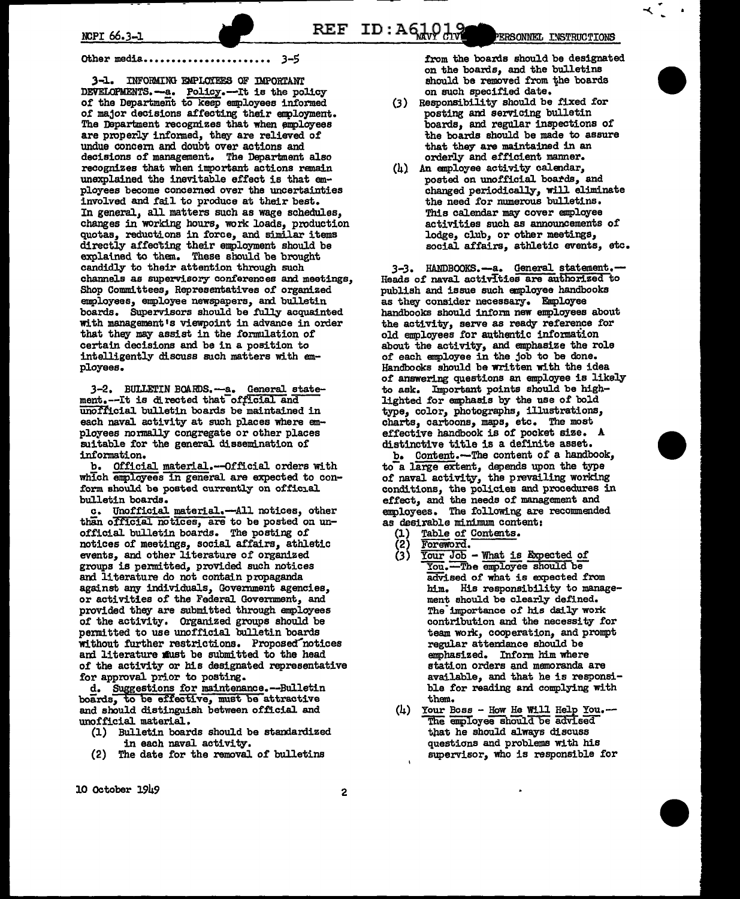Other media...................... 3-5

**3-1. INFORMING EMPLOYEES OF IMPORTANT DEVELOPMENTS.**—a. Policy.—It is the policy of the Department to keep employees informed of major decisions affecting their employment. The Department recognizes that when employees are properly informed, they are relieved of undue concern and doubt over actions and decisions of management. The Department also recognizes that when important actions remain unexplained the inevitable effect is that employees become concerned over the uncertainties involved and fail to produce at their best. In general, all matters such as wage schedules, changes in working hours, work loads, production quotas, reductions in force, and similar items directly affecting their employment should be explained to them. These should be brought candidly to their attention through such channels as supervisory conferences and meetings, Shop Committees, Representatives of organized employees, employee newspapers, and bulletin boards. Supervisors should be fully acquainted with management's viewpoint in advance in order that they may assist in the formulation of certain decisions and be in a position to intelligently discuss such matters with employees.

**3-2. BULLETIN BOARDS.**—a. General statement.—It is directed that official and unofficial bulletin boards be maintained in each naval activity at such places where employees normally congregate or other places suitable for the general dissemination of information.

b. Official material.—Official orders with which employees in general are expected to conform should be posted currently on official bulletin boards.

c. Unofficial material.—All notices, other than official notices, are to be posted on unofficial bulletin boards. The posting of notices of meetings, social affairs, athletic events, and other literature of organized groups is permitted, provided such notices and literature do not contain propaganda against any individuals, Government agencies, or activities of the Federal Government, and provided they are submitted through employees of the activity. Organized groups should be permitted to use unofficial bulletin boards without further restrictions. Proposed notices and literature must be submitted to the head of the activity or his designated representative for approval prior to posting.

d. Suggestions for maintenance.—Bulletin boards, to be effective, must be attractive and should distinguish between official and unofficial material.

(1) Bulletin boards should be standardized in each naval activity.
(2) The date for the removal of bulletins from the boards should be designated on the boards, and the bulletins should be removed from the boards on such specified date.
(3) Responsibility should be fixed for posting and servicing bulletin boards, and regular inspections of the boards should be made to assure that they are maintained in an orderly and efficient manner.
(4) An employee activity calendar, posted on unofficial boards, and changed periodically, will eliminate the need for numerous bulletins. This calendar may cover employee activities such as announcements of lodge, club, or other meetings, social affairs, athletic events, etc.

**3-3. HANDBOOKS.**—a. General statement.—Heads of naval activities are authorized to publish and issue such employee handbooks as they consider necessary. Employee handbooks should inform new employees about the activity, serve as ready reference for old employees for authentic information about the activity, and emphasize the role of each employee in the job to be done. Handbooks should be written with the idea of answering questions an employee is likely to ask. Important points should be highlighted for emphasis by the use of bold type, color, photographs, illustrations, charts, cartoons, maps, etc. The most effective handbook is of pocket size. A distinctive title is a definite asset.

b. Content.—The content of a handbook, to a large extent, depends upon the type of naval activity, the prevailing working conditions, the policies and procedures in effect, and the needs of management and employees. The following are recommended as desirable minimum content:

(1) Table of Contents.
(2) Foreword.
(3) Your Job - What is Expected of You.—The employee should be advised of what is expected from him. His responsibility to management should be clearly defined. The importance of his daily work contribution and the necessity for team work, cooperation, and prompt regular attendance should be emphasized. Inform him where station orders and memoranda are available, and that he is responsible for reading and complying with them.
(4) Your Boss - How He Will Help You.—The employee should be advised that he should always discuss questions and problems with his supervisor, who is responsible for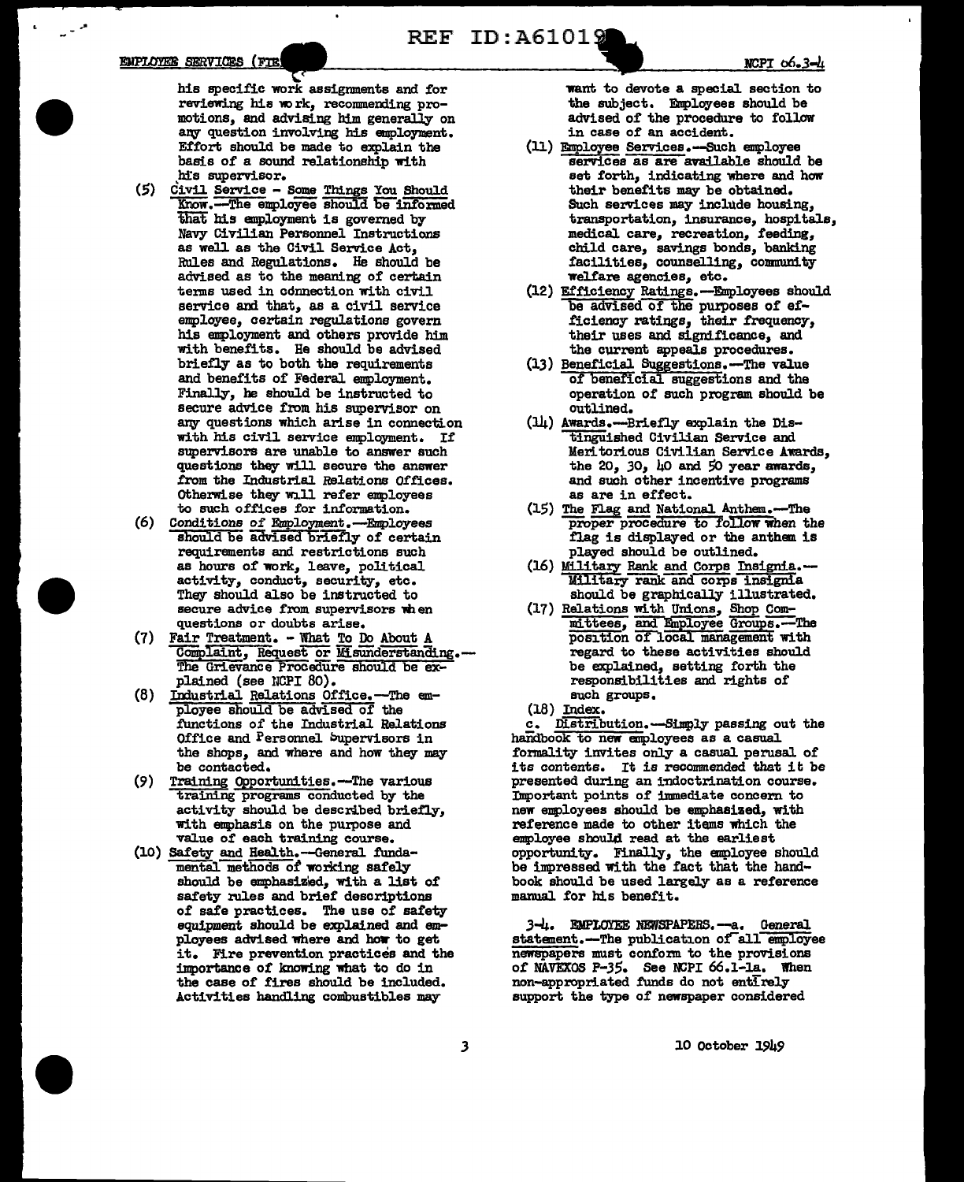his specific work assignments and for reviewing his work, recommending promotions, and advising him generally on any question involving his employment. Effort should be made to explain the basis of a sound relationship with his supervisor.

(5) Civil Service - Some Things You Should Know.—The employee should be informed that his employment is governed by Navy Civilian Personnel Instructions as well as the Civil Service Act, Rules and Regulations. He should be advised as to the meaning of certain terms used in connection with civil service and that, as a civil service employee, certain regulations govern his employment and others provide him with benefits. He should be advised briefly as to both the requirements and benefits of Federal employment. Finally, he should be instructed to secure advice from his supervisor on any questions which arise in connection with his civil service employment. If supervisors are unable to answer such questions they will secure the answer from the Industrial Relations Offices. Otherwise they will refer employees to such offices for information.

(6) Conditions of Employment.—Employees should be advised briefly of certain requirements and restrictions such as hours of work, leave, political activity, conduct, security, etc. They should also be instructed to secure advice from supervisors when questions or doubts arise.

(7) Fair Treatment. - What To Do About A Complaint, Request or Misunderstanding.— The Grievance Procedure should be explained (see NCPI 80).

(8) Industrial Relations Office.—The employee should be advised of the functions of the Industrial Relations Office and Personnel Supervisors in the shops, and where and how they may be contacted.

(9) Training Opportunities.—The various training programs conducted by the activity should be described briefly, with emphasis on the purpose and value of each training course.

(10) Safety and Health.—General fundamental methods of working safely should be emphasized, with a list of safety rules and brief descriptions of safe practices. The use of safety equipment should be explained and employees advised where and how to get it. Fire prevention practices and the importance of knowing what to do in the case of fires should be included. Activities handling combustibles may want to devote a special section to the subject. Employees should be advised of the procedure to follow in case of an accident.

(11) Employee Services.—Such employee services as are available should be set forth, indicating where and how their benefits may be obtained. Such services may include housing, transportation, insurance, hospitals, medical care, recreation, feeding, child care, savings bonds, banking facilities, counselling, community welfare agencies, etc.

(12) Efficiency Ratings.—Employees should be advised of the purposes of efficiency ratings, their frequency, their uses and significance, and the current appeals procedures.

(13) Beneficial Suggestions.—The value of beneficial suggestions and the operation of such program should be outlined.

(14) Awards.—Briefly explain the Distinguished Civilian Service and Meritorious Civilian Service Awards, the 20, 30, 40 and 50 year awards, and such other incentive programs as are in effect.

(15) The Flag and National Anthem.—The proper procedure to follow when the flag is displayed or the anthem is played should be outlined.

(16) Military Rank and Corps Insignia.— Military rank and corps insignia should be graphically illustrated.

(17) Relations with Unions, Shop Committees, and Employee Groups.—The position of local management with regard to these activities should be explained, setting forth the responsibilities and rights of such groups.

(18) Index.

c. Distribution.—Simply passing out the handbook to new employees as a casual formality invites only a casual perusal of its contents. It is recommended that it be presented during an indoctrination course. Important points of immediate concern to new employees should be emphasized, with reference made to other items which the employee should read at the earliest opportunity. Finally, the employee should be impressed with the fact that the handbook should be used largely as a reference manual for his benefit.

3-4. EMPLOYEE NEWSPAPERS.—a. General statement.—The publication of all employee newspapers must conform to the provisions of NAVEXOS P-35. See NCPI 66.1-1a. When non-appropriated funds do not entirely support the type of newspaper considered

10 October 1949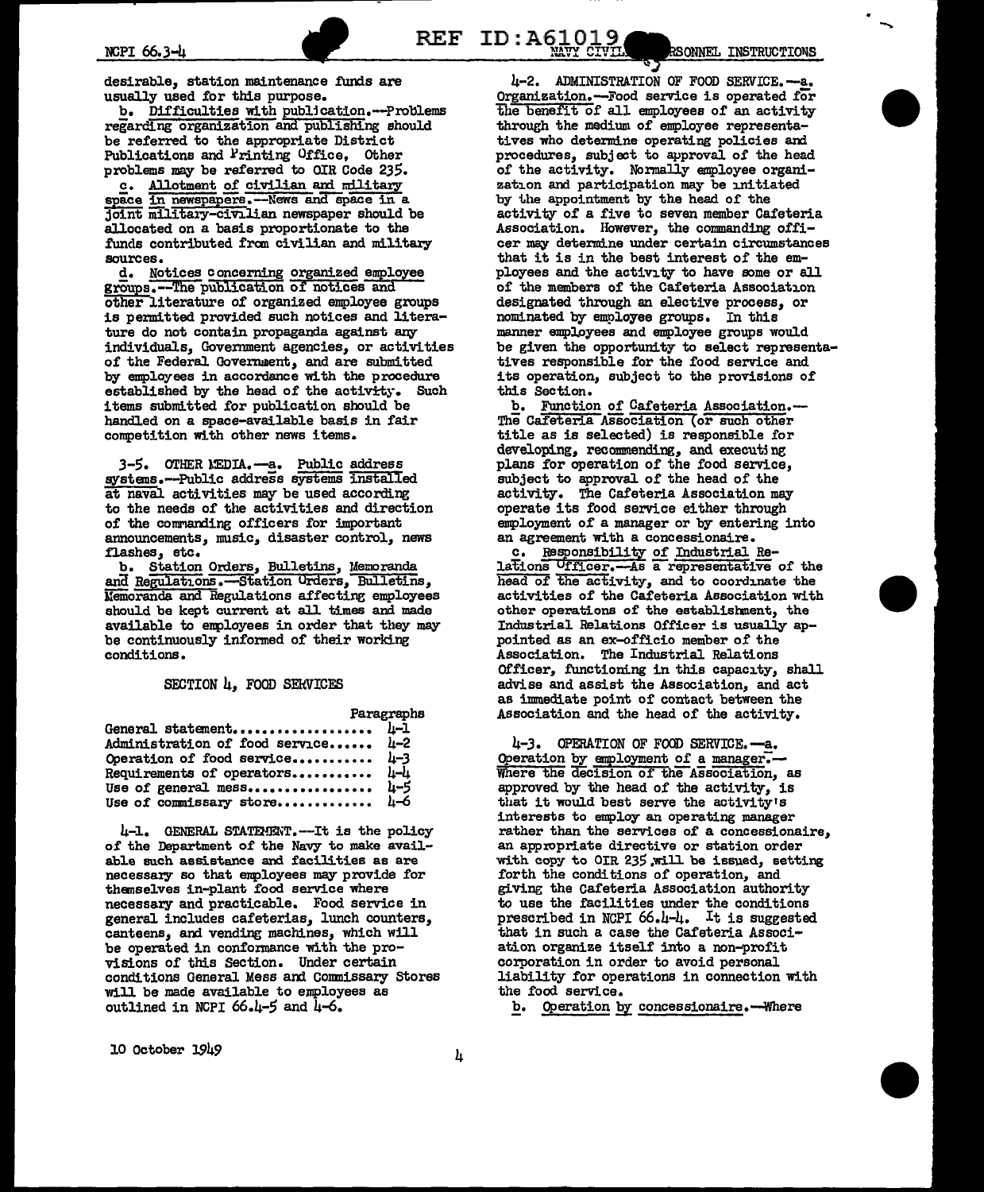desirable, station maintenance funds are usually used for this purpose.

b. Difficulties with publication.—Problems regarding organization and publishing should be referred to the appropriate District Publications and Printing Office. Other problems may be referred to OIR Code 235.

c. Allotment of civilian and military space in newspapers.—News and space in a joint military-civilian newspaper should be allocated on a basis proportionate to the funds contributed from civilian and military sources.

d. Notices concerning organized employee groups.—The publication of notices and other literature of organized employee groups is permitted provided such notices and literature do not contain propaganda against any individuals, Government agencies, or activities of the Federal Government, and are submitted by employees in accordance with the procedure established by the head of the activity. Such items submitted for publication should be handled on a space-available basis in fair competition with other news items.

3-5. OTHER MEDIA.—a. Public address systems.—Public address systems installed at naval activities may be used according to the needs of the activities and direction of the commanding officers for important announcements, music, disaster control, news flashes, etc.

b. Station Orders, Bulletins, Memoranda and Regulations.—Station Orders, Bulletins, Memoranda and Regulations affecting employees should be kept current at all times and made available to employees in order that they may be continuously informed of their working conditions.

## SECTION 4, FOOD SERVICES

| | Paragraphs |
|---|---|
| General statement | 4-1 |
| Administration of food service | 4-2 |
| Operation of food service | 4-3 |
| Requirements of operators | 4-4 |
| Use of general mess | 4-5 |
| Use of commissary store | 4-6 |

4-1. GENERAL STATEMENT.—It is the policy of the Department of the Navy to make available such assistance and facilities as are necessary so that employees may provide for themselves in-plant food service where necessary and practicable. Food service in general includes cafeterias, lunch counters, canteens, and vending machines, which will be operated in conformance with the provisions of this Section. Under certain conditions General Mess and Commissary Stores will be made available to employees as outlined in NCPI 66.4-5 and 4-6.

4-2. ADMINISTRATION OF FOOD SERVICE.—a. Organization.—Food service is operated for the benefit of all employees of an activity through the medium of employee representatives who determine operating policies and procedures, subject to approval of the head of the activity. Normally employee organization and participation may be initiated by the appointment by the head of the activity of a five to seven member Cafeteria Association. However, the commanding officer may determine under certain circumstances that it is in the best interest of the employees and the activity to have some or all of the members of the Cafeteria Association designated through an elective process, or nominated by employee groups. In this manner employees and employee groups would be given the opportunity to select representatives responsible for the food service and its operation, subject to the provisions of this Section.

b. Function of Cafeteria Association.—The Cafeteria Association (or such other title as is selected) is responsible for developing, recommending, and executing plans for operation of the food service, subject to approval of the head of the activity. The Cafeteria Association may operate its food service either through employment of a manager or by entering into an agreement with a concessionaire.

c. Responsibility of Industrial Relations Officer.—As a representative of the head of the activity, and to coordinate the activities of the Cafeteria Association with other operations of the establishment, the Industrial Relations Officer is usually appointed as an ex-officio member of the Association. The Industrial Relations Officer, functioning in this capacity, shall advise and assist the Association, and act as immediate point of contact between the Association and the head of the activity.

4-3. OPERATION OF FOOD SERVICE.—a. Operation by employment of a manager.—Where the decision of the Association, as approved by the head of the activity, is that it would best serve the activity's interests to employ an operating manager rather than the services of a concessionaire, an appropriate directive or station order with copy to OIR 235 will be issued, setting forth the conditions of operation, and giving the Cafeteria Association authority to use the facilities under the conditions prescribed in NCPI 66.4-4. It is suggested that in such a case the Cafeteria Association organize itself into a non-profit corporation in order to avoid personal liability for operations in connection with the food service.

b. Operation by concessionaire.—Where

10 October 1949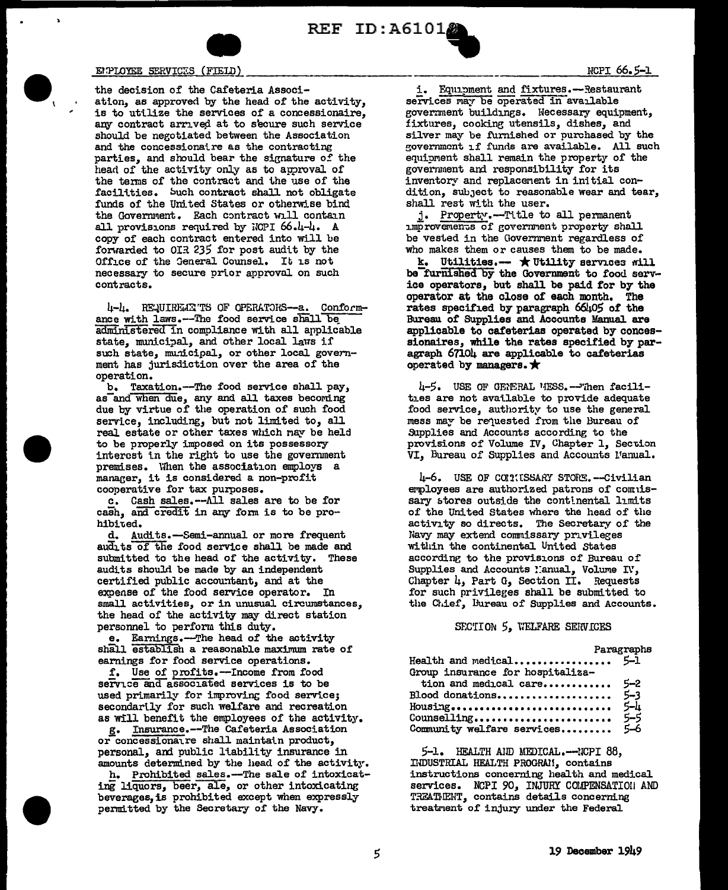the decision of the Cafeteria Association, as approved by the head of the activity, is to utilize the services of a concessionaire, any contract arrived at to secure such service should be negotiated between the Association and the concessionaire as the contracting parties, and should bear the signature of the head of the activity only as to approval of the terms of the contract and the use of the facilities. Such contract shall not obligate funds of the United States or otherwise bind the Government. Each contract will contain all provisions required by NCPI 66.4-4. A copy of each contract entered into will be forwarded to OIR 235 for post audit by the Office of the General Counsel. It is not necessary to secure prior approval on such contracts.

4-4. REQUIREMENTS OF OPERATORS--a. Conformance with laws.--The food service shall be administered in compliance with all applicable state, municipal, and other local laws if such state, municipal, or other local government has jurisdiction over the area of the operation.

b. Taxation.--The food service shall pay, as and when due, any and all taxes becoming due by virtue of the operation of such food service, including, but not limited to, all real estate or other taxes which may be held to be properly imposed on its possessory interest in the right to use the government premises. When the association employs a manager, it is considered a non-profit cooperative for tax purposes.

c. Cash sales.--All sales are to be for cash, and credit in any form is to be prohibited.

d. Audits.--Semi-annual or more frequent audits of the food service shall be made and submitted to the head of the activity. These audits should be made by an independent certified public accountant, and at the expense of the food service operator. In small activities, or in unusual circumstances, the head of the activity may direct station personnel to perform this duty.

e. Earnings.--The head of the activity shall establish a reasonable maximum rate of earnings for food service operations.

f. Use of profits.--Income from food service and associated services is to be used primarily for improving food service; secondarily for such welfare and recreation as will benefit the employees of the activity.

g. Insurance.--The Cafeteria Association or concessionaire shall maintain product, personal, and public liability insurance in amounts determined by the head of the activity.

h. Prohibited sales.--The sale of intoxicating liquors, beer, ale, or other intoxicating beverages, is prohibited except when expressly permitted by the Secretary of the Navy.

i. Equipment and fixtures.--Restaurant services may be operated in available government buildings. Necessary equipment, fixtures, cooking utensils, dishes, and silver may be furnished or purchased by the government if funds are available. All such equipment shall remain the property of the government and responsibility for its inventory and replacement in initial condition, subject to reasonable wear and tear, shall rest with the user.

j. Property.--Title to all permanent improvements of government property shall be vested in the Government regardless of who makes them or causes them to be made.

k. Utilities.-- ★ **Utility services will be furnished by the Government to food service operators, but shall be paid for by the operator at the close of each month. The rates specified by paragraph 66405 of the Bureau of Supplies and Accounts Manual are applicable to cafeterias operated by concessionaires, while the rates specified by paragraph 67104 are applicable to cafeterias operated by managers.** ★

4-5. USE OF GENERAL MESS.--When facilities are not available to provide adequate food service, authority to use the general mess may be requested from the Bureau of Supplies and Accounts according to the provisions of Volume IV, Chapter 1, Section VI, Bureau of Supplies and Accounts Manual.

4-6. USE OF COMMISSARY STORE.--Civilian employees are authorized patrons of commissary stores outside the continental limits of the United States where the head of the activity so directs. The Secretary of the Navy may extend commissary privileges within the continental United States according to the provisions of Bureau of Supplies and Accounts Manual, Volume IV, Chapter 4, Part G, Section II. Requests for such privileges shall be submitted to the Chief, Bureau of Supplies and Accounts.

## SECTION 5, WELFARE SERVICES

| | Paragraphs |
|---|---|
| Health and medical | 5-1 |
| Group insurance for hospitalization and medical care | 5-2 |
| Blood donations | 5-3 |
| Housing | 5-4 |
| Counselling | 5-5 |
| Community welfare services | 5-6 |

5-1. HEALTH AND MEDICAL.--NCPI 88, INDUSTRIAL HEALTH PROGRAM, contains instructions concerning health and medical services. NCPI 90, INJURY COMPENSATION AND TREATMENT, contains details concerning treatment of injury under the Federal

19 December 1949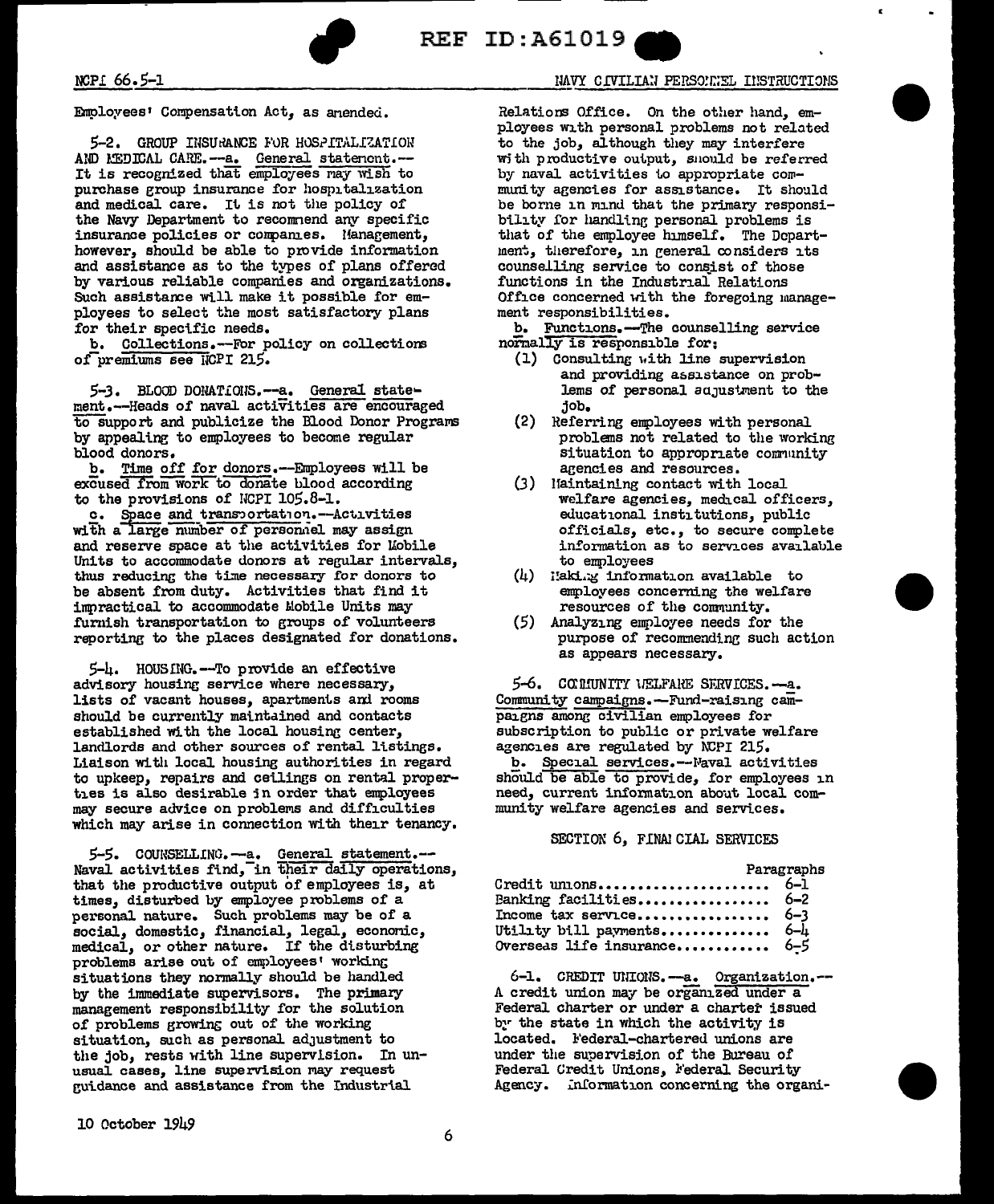Employees' Compensation Act, as amended.

5-2. GROUP INSURANCE FOR HOSPITALIZATION AND MEDICAL CARE.—a. General statement.—It is recognized that employees may wish to purchase group insurance for hospitalization and medical care. It is not the policy of the Navy Department to recommend any specific insurance policies or companies. Management, however, should be able to provide information and assistance as to the types of plans offered by various reliable companies and organizations. Such assistance will make it possible for employees to select the most satisfactory plans for their specific needs.

b. Collections.—For policy on collections of premiums see NCPI 215.

5-3. BLOOD DONATIONS.—a. General statement.—Heads of naval activities are encouraged to support and publicize the Blood Donor Programs by appealing to employees to become regular blood donors.

b. Time off for donors.—Employees will be excused from work to donate blood according to the provisions of NCPI 105.8-1.

c. Space and transportation.—Activities with a large number of personnel may assign and reserve space at the activities for Mobile Units to accommodate donors at regular intervals, thus reducing the time necessary for donors to be absent from duty. Activities that find it impractical to accommodate Mobile Units may furnish transportation to groups of volunteers reporting to the places designated for donations.

5-4. HOUSING.—To provide an effective advisory housing service where necessary, lists of vacant houses, apartments and rooms should be currently maintained and contacts established with the local housing center, landlords and other sources of rental listings. Liaison with local housing authorities in regard to upkeep, repairs and ceilings on rental properties is also desirable in order that employees may secure advice on problems and difficulties which may arise in connection with their tenancy.

5-5. COUNSELLING.—a. General statement.—Naval activities find, in their daily operations, that the productive output of employees is, at times, disturbed by employee problems of a personal nature. Such problems may be of a social, domestic, financial, legal, economic, medical, or other nature. If the disturbing problems arise out of employees' working situations they normally should be handled by the immediate supervisors. The primary management responsibility for the solution of problems growing out of the working situation, such as personal adjustment to the job, rests with line supervision. In unusual cases, line supervision may request guidance and assistance from the Industrial Relations Office. On the other hand, employees with personal problems not related to the job, although they may interfere with productive output, should be referred by naval activities to appropriate community agencies for assistance. It should be borne in mind that the primary responsibility for handling personal problems is that of the employee himself. The Department, therefore, in general considers its counselling service to consist of those functions in the Industrial Relations Office concerned with the foregoing management responsibilities.

b. Functions.—The counselling service normally is responsible for:

(1) Consulting with line supervision and providing assistance on problems of personal adjustment to the job.
(2) Referring employees with personal problems not related to the working situation to appropriate community agencies and resources.
(3) Maintaining contact with local welfare agencies, medical officers, educational institutions, public officials, etc., to secure complete information as to services available to employees
(4) Making information available to employees concerning the welfare resources of the community.
(5) Analyzing employee needs for the purpose of recommending such action as appears necessary.

5-6. COMMUNITY WELFARE SERVICES.—a. Community campaigns.—Fund-raising campaigns among civilian employees for subscription to public or private welfare agencies are regulated by NCPI 215.

b. Special services.—Naval activities should be able to provide, for employees in need, current information about local community welfare agencies and services.

## SECTION 6, FINANCIAL SERVICES

| | Paragraphs |
|---|---|
| Credit unions | 6-1 |
| Banking facilities | 6-2 |
| Income tax service | 6-3 |
| Utility bill payments | 6-4 |
| Overseas life insurance | 6-5 |

6-1. CREDIT UNIONS.—a. Organization.—A credit union may be organized under a Federal charter or under a charter issued by the state in which the activity is located. Federal-chartered unions are under the supervision of the Bureau of Federal Credit Unions, Federal Security Agency. Information concerning the organi-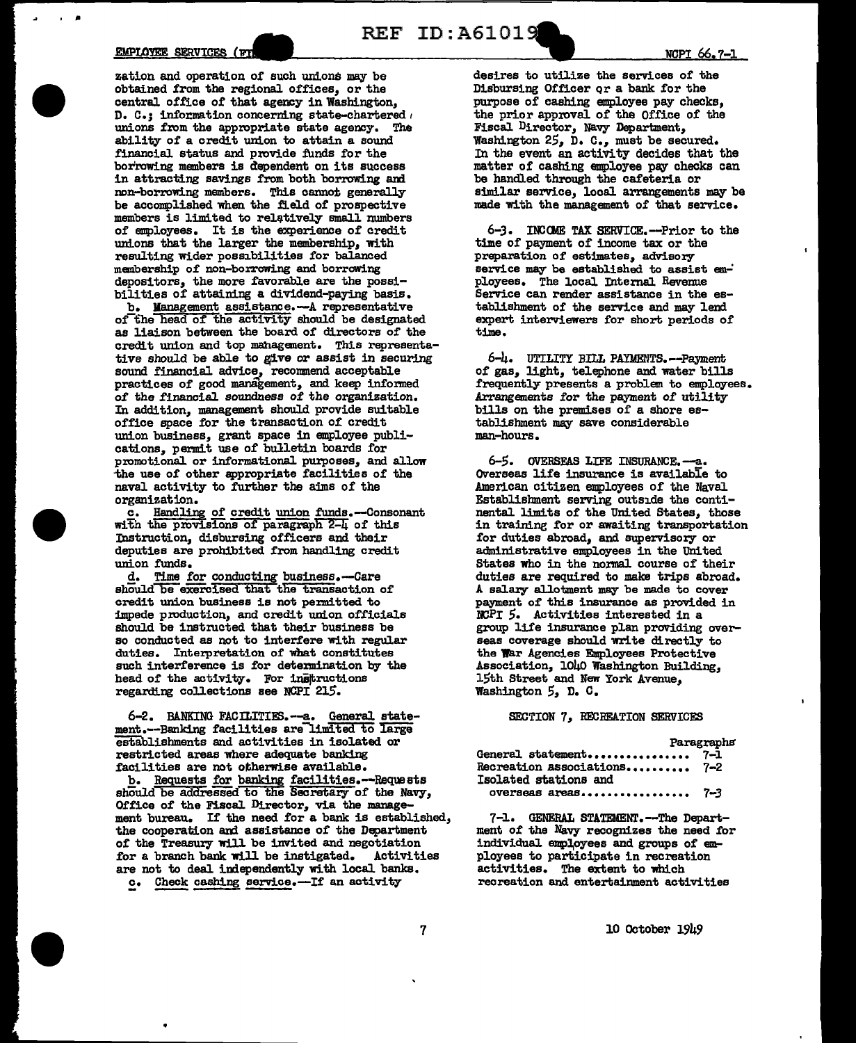zation and operation of such unions may be obtained from the regional offices, or the central office of that agency in Washington, D. C.; information concerning state-chartered unions from the appropriate state agency. The ability of a credit union to attain a sound financial status and provide funds for the borrowing members is dependent on its success in attracting savings from both borrowing and non-borrowing members. This cannot generally be accomplished when the field of prospective members is limited to relatively small numbers of employees. It is the experience of credit unions that the larger the membership, with resulting wider possibilities for balanced membership of non-borrowing and borrowing depositors, the more favorable are the possibilities of attaining a dividend-paying basis.

b. Management assistance.—A representative of the head of the activity should be designated as liaison between the board of directors of the credit union and top management. This representative should be able to give or assist in securing sound financial advice, recommend acceptable practices of good management, and keep informed of the financial soundness of the organization. In addition, management should provide suitable office space for the transaction of credit union business, grant space in employee publications, permit use of bulletin boards for promotional or informational purposes, and allow the use of other appropriate facilities of the naval activity to further the aims of the organization.

c. Handling of credit union funds.—Consonant with the provisions of paragraph 2-4 of this Instruction, disbursing officers and their deputies are prohibited from handling credit union funds.

d. Time for conducting business.—Care should be exercised that the transaction of credit union business is not permitted to impede production, and credit union officials should be instructed that their business be so conducted as not to interfere with regular duties. Interpretation of what constitutes such interference is for determination by the head of the activity. For instructions regarding collections see NCPI 215.

6-2. BANKING FACILITIES.—a. General statement.—Banking facilities are limited to large establishments and activities in isolated or restricted areas where adequate banking facilities are not otherwise available.

b. Requests for banking facilities.—Requests should be addressed to the Secretary of the Navy, Office of the Fiscal Director, via the management bureau. If the need for a bank is established, the cooperation and assistance of the Department of the Treasury will be invited and negotiation for a branch bank will be instigated. Activities are not to deal independently with local banks.

c. Check cashing service.—If an activity desires to utilize the services of the Disbursing Officer or a bank for the purpose of cashing employee pay checks, the prior approval of the Office of the Fiscal Director, Navy Department, Washington 25, D. C., must be secured. In the event an activity decides that the matter of cashing employee pay checks can be handled through the cafeteria or similar service, local arrangements may be made with the management of that service.

6-3. INCOME TAX SERVICE.—Prior to the time of payment of income tax or the preparation of estimates, advisory service may be established to assist employees. The local Internal Revenue Service can render assistance in the establishment of the service and may lend expert interviewers for short periods of time.

6-4. UTILITY BILL PAYMENTS.—Payment of gas, light, telephone and water bills frequently presents a problem to employees. Arrangements for the payment of utility bills on the premises of a shore establishment may save considerable man-hours.

6-5. OVERSEAS LIFE INSURANCE.—a. Overseas life insurance is available to American citizen employees of the Naval Establishment serving outside the continental limits of the United States, those in training for or awaiting transportation for duties abroad, and supervisory or administrative employees in the United States who in the normal course of their duties are required to make trips abroad. A salary allotment may be made to cover payment of this insurance as provided in NCPI 5. Activities interested in a group life insurance plan providing overseas coverage should write directly to the War Agencies Employees Protective Association, 1040 Washington Building, 15th Street and New York Avenue, Washington 5, D. C.

## SECTION 7, RECREATION SERVICES

| | Paragraphs |
|---|---|
| General statement | 7-1 |
| Recreation associations | 7-2 |
| Isolated stations and overseas areas | 7-3 |

7-1. GENERAL STATEMENT.—The Department of the Navy recognizes the need for individual employees and groups of employees to participate in recreation activities. The extent to which recreation and entertainment activities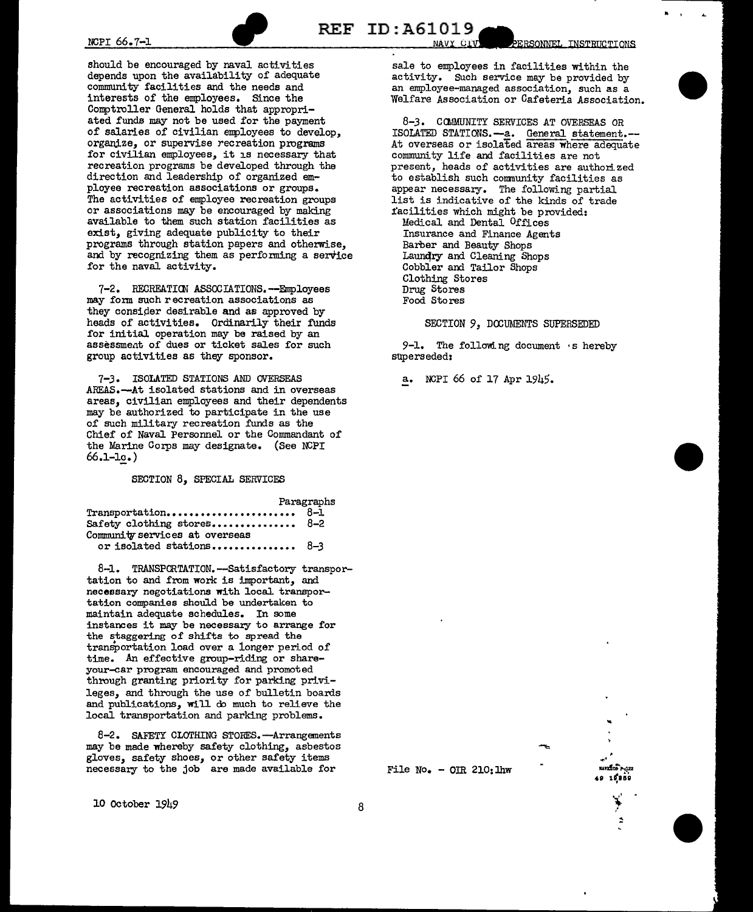should be encouraged by naval activities depends upon the availability of adequate community facilities and the needs and interests of the employees. Since the Comptroller General holds that appropriated funds may not be used for the payment of salaries of civilian employees to develop, organize, or supervise recreation programs for civilian employees, it is necessary that recreation programs be developed through the direction and leadership of organized employee recreation associations or groups. The activities of employee recreation groups or associations may be encouraged by making available to them such station facilities as exist, giving adequate publicity to their programs through station papers and otherwise, and by recognizing them as performing a service for the naval activity.

7-2. RECREATION ASSOCIATIONS.--Employees may form such recreation associations as they consider desirable and as approved by heads of activities. Ordinarily their funds for initial operation may be raised by an assessment of dues or ticket sales for such group activities as they sponsor.

7-3. ISOLATED STATIONS AND OVERSEAS AREAS.--At isolated stations and in overseas areas, civilian employees and their dependents may be authorized to participate in the use of such military recreation funds as the Chief of Naval Personnel or the Commandant of the Marine Corps may designate. (See NCPI 66.1-1c.)

## SECTION 8, SPECIAL SERVICES

| | Paragraphs |
|---|---|
| Transportation | 8-1 |
| Safety clothing stores | 8-2 |
| Community services at overseas or isolated stations | 8-3 |

8-1. TRANSPORTATION.--Satisfactory transportation to and from work is important, and necessary negotiations with local transportation companies should be undertaken to maintain adequate schedules. In some instances it may be necessary to arrange for the staggering of shifts to spread the transportation load over a longer period of time. An effective group-riding or share-your-car program encouraged and promoted through granting priority for parking privileges, and through the use of bulletin boards and publications, will do much to relieve the local transportation and parking problems.

8-2. SAFETY CLOTHING STORES.--Arrangements may be made whereby safety clothing, asbestos gloves, safety shoes, or other safety items necessary to the job are made available for sale to employees in facilities within the activity. Such service may be provided by an employee-managed association, such as a Welfare Association or Cafeteria Association.

8-3. COMMUNITY SERVICES AT OVERSEAS OR ISOLATED STATIONS.--a. General statement.--At overseas or isolated areas where adequate community life and facilities are not present, heads of activities are authorized to establish such community facilities as appear necessary. The following partial list is indicative of the kinds of trade facilities which might be provided:

- Medical and Dental Offices
- Insurance and Finance Agents
- Barber and Beauty Shops
- Laundry and Cleaning Shops
- Cobbler and Tailor Shops
- Clothing Stores
- Drug Stores
- Food Stores

## SECTION 9, DOCUMENTS SUPERSEDED

9-1. The following document is hereby superseded:

a. NCPI 66 of 17 Apr 1945.

File No. - OIR 210:lhw

10 October 1949